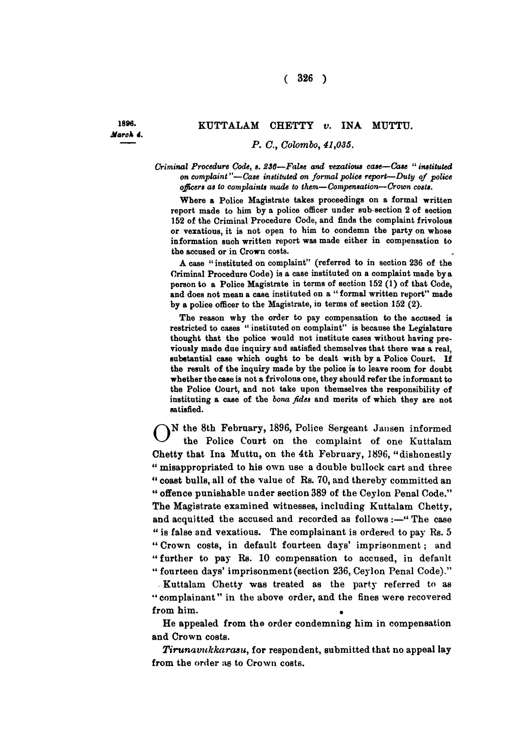1896.
*March 4.*

## KUTTALAM CHETTY *v.* INA MUTTU.

*P. C., Colombo, 41,035.*

*Criminal Procedure Code, s. 236—False and vexatious case—Case "instituted on complaint"—Case instituted on formal police report—Duty of police officers as to complaints made to them—Compensation—Crown costs.*

Where a Police Magistrate takes proceedings on a formal written report made to him by a police officer under sub-section 2 of section 152 of the Criminal Procedure Code, and finds the complaint frivolous or vexatious, it is not open to him to condemn the party on whose information such written report was made either in compensation to the accused or in Crown costs.

A case "instituted on complaint" (referred to in section 236 of the Criminal Procedure Code) is a case instituted on a complaint made by a person to a Police Magistrate in terms of section 152 (1) of that Code, and does not mean a case instituted on a "formal written report" made by a police officer to the Magistrate, in terms of section 152 (2).

The reason why the order to pay compensation to the accused is restricted to cases "instituted on complaint" is because the Legislature thought that the police would not institute cases without having previously made due inquiry and satisfied themselves that there was a real, substantial case which ought to be dealt with by a Police Court. If the result of the inquiry made by the police is to leave room for doubt whether the case is not a frivolous one, they should refer the informant to the Police Court, and not take upon themselves the responsibility of instituting a case of the *bona fides* and merits of which they are not satisfied.

ON the 8th February, 1896, Police Sergeant Jansen informed the Police Court on the complaint of one Kuttalam Chetty that Ina Muttu, on the 4th February, 1896, "dishonestly "misappropriated to his own use a double bullock cart and three "coast bulls, all of the value of Rs. 70, and thereby committed an "offence punishable under section 389 of the Ceylon Penal Code." The Magistrate examined witnesses, including Kuttalam Chetty, and acquitted the accused and recorded as follows:—"The case "is false and vexatious. The complainant is ordered to pay Rs. 5 "Crown costs, in default fourteen days' imprisonment; and "further to pay Rs. 10 compensation to accused, in default "fourteen days' imprisonment (section 236, Ceylon Penal Code)."

Kuttalam Chetty was treated as the party referred to as "complainant" in the above order, and the fines were recovered from him.

He appealed from the order condemning him in compensation and Crown costs.

*Tirunavukkarasu*, for respondent, submitted that no appeal lay from the order as to Crown costs.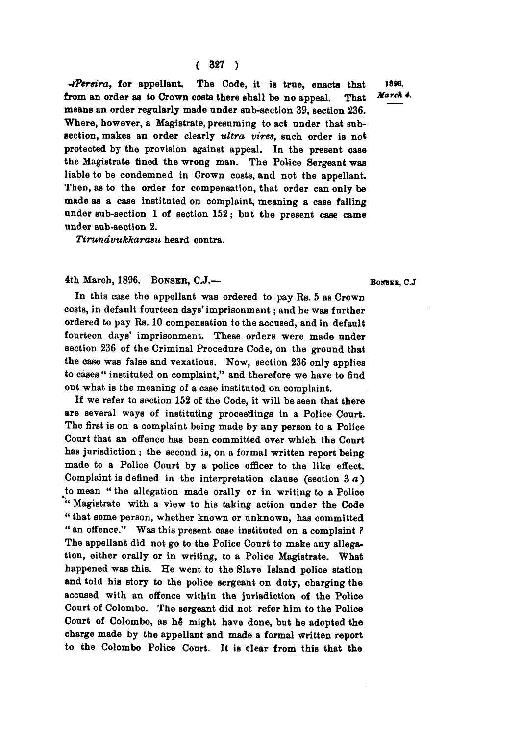*Pereira*, for appellant. The Code, it is true, enacts that from an order as to Crown costs there shall be no appeal. That means an order regularly made under sub-section 39, section 236. Where, however, a Magistrate, presuming to act under that sub-section, makes an order clearly *ultra vires*, such order is not protected by the provision against appeal. In the present case the Magistrate fined the wrong man. The Police Sergeant was liable to be condemned in Crown costs, and not the appellant. Then, as to the order for compensation, that order can only be made as a case instituted on complaint, meaning a case falling under sub-section 1 of section 152; but the present case came under sub-section 2.

1896. *March 4.*

*Tirunávukkarasu* heard contra.

4th March, 1896. BONSER, C.J.—

In this case the appellant was ordered to pay Rs. 5 as Crown costs, in default fourteen days' imprisonment; and he was further ordered to pay Rs. 10 compensation to the accused, and in default fourteen days' imprisonment. These orders were made under section 236 of the Criminal Procedure Code, on the ground that the case was false and vexatious. Now, section 236 only applies to cases "instituted on complaint," and therefore we have to find out what is the meaning of a case instituted on complaint.

If we refer to section 152 of the Code, it will be seen that there are several ways of instituting proceedings in a Police Court. The first is on a complaint being made by any person to a Police Court that an offence has been committed over which the Court has jurisdiction; the second is, on a formal written report being made to a Police Court by a police officer to the like effect. Complaint is defined in the interpretation clause (section 3 *a*) to mean "the allegation made orally or in writing to a Police "Magistrate with a view to his taking action under the Code "that some person, whether known or unknown, has committed "an offence." Was this present case instituted on a complaint? The appellant did not go to the Police Court to make any allegation, either orally or in writing, to a Police Magistrate. What happened was this. He went to the Slave Island police station and told his story to the police sergeant on duty, charging the accused with an offence within the jurisdiction of the Police Court of Colombo. The sergeant did not refer him to the Police Court of Colombo, as he might have done, but he adopted the charge made by the appellant and made a formal written report to the Colombo Police Court. It is clear from this that the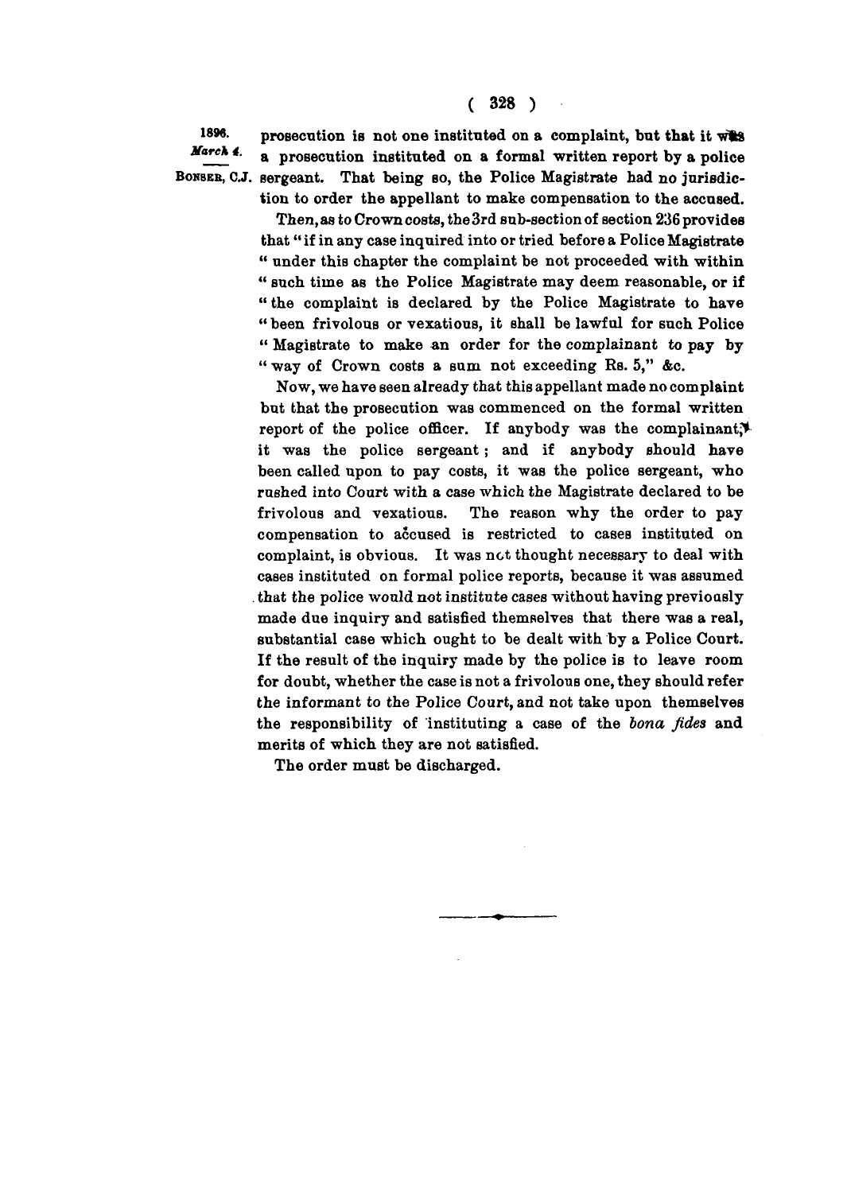prosecution is not one instituted on a complaint, but that it was a prosecution instituted on a formal written report by a police sergeant. That being so, the Police Magistrate had no jurisdiction to order the appellant to make compensation to the accused.

Then, as to Crown costs, the 3rd sub-section of section 236 provides that "if in any case inquired into or tried before a Police Magistrate "under this chapter the complaint be not proceeded with within "such time as the Police Magistrate may deem reasonable, or if "the complaint is declared by the Police Magistrate to have "been frivolous or vexatious, it shall be lawful for such Police "Magistrate to make an order for the complainant to pay by "way of Crown costs a sum not exceeding Rs. 5," &c.

Now, we have seen already that this appellant made no complaint but that the prosecution was commenced on the formal written report of the police officer. If anybody was the complainant, it was the police sergeant; and if anybody should have been called upon to pay costs, it was the police sergeant, who rushed into Court with a case which the Magistrate declared to be frivolous and vexatious. The reason why the order to pay compensation to accused is restricted to cases instituted on complaint, is obvious. It was not thought necessary to deal with cases instituted on formal police reports, because it was assumed that the police would not institute cases without having previously made due inquiry and satisfied themselves that there was a real, substantial case which ought to be dealt with by a Police Court. If the result of the inquiry made by the police is to leave room for doubt, whether the case is not a frivolous one, they should refer the informant to the Police Court, and not take upon themselves the responsibility of instituting a case of the *bona fides* and merits of which they are not satisfied.

The order must be discharged.